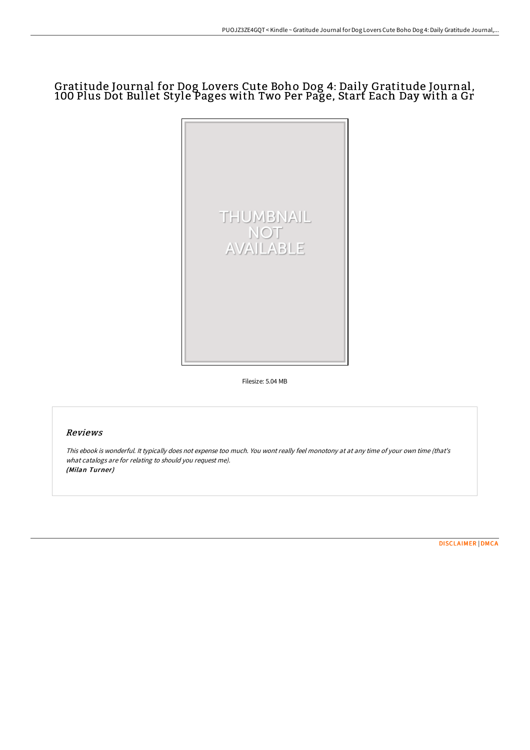# Gratitude Journal for Dog Lovers Cute Boho Dog 4: Daily Gratitude Journal, 100 Plus Dot Bullet Style Pages with Two Per Page, Start Each Day with a Gr

Filesize: 5.04 MB

## Reviews

*This ebook is wonderful. It typically does not expense too much. You wont really feel monotony at at any time of your own time (that's what catalogs are for relating to should you request me).*
*(Milan Turner)*

DISCLAIMER | DMCA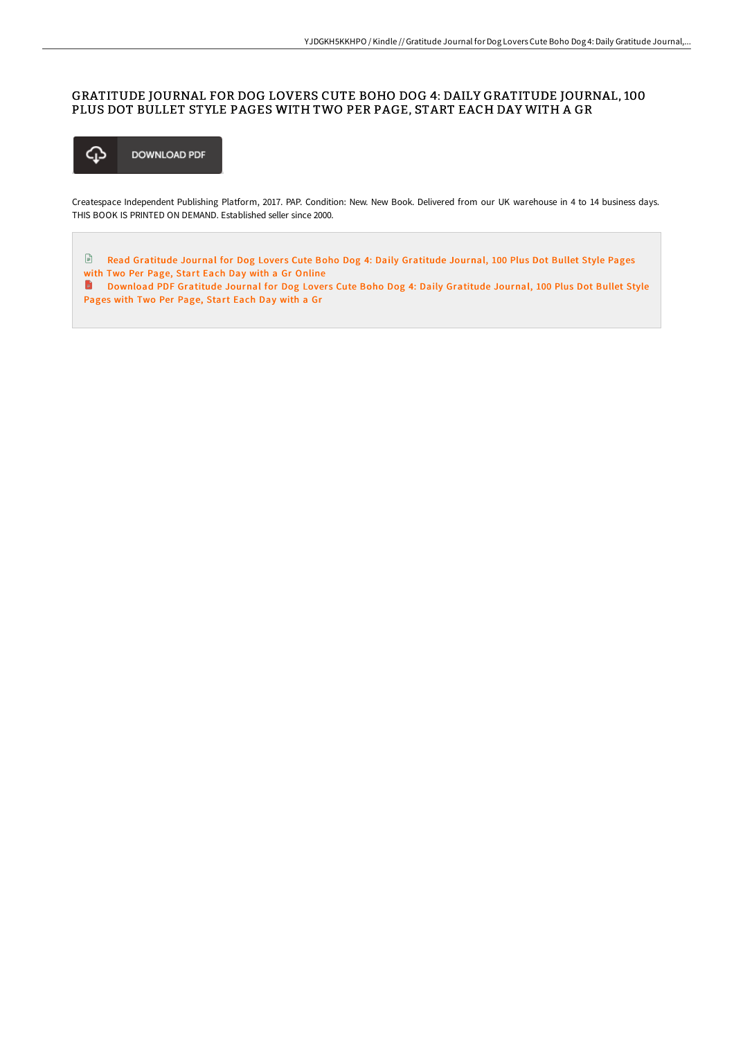# GRATITUDE JOURNAL FOR DOG LOVERS CUTE BOHO DOG 4: DAILY GRATITUDE JOURNAL, 100 PLUS DOT BULLET STYLE PAGES WITH TWO PER PAGE, START EACH DAY WITH A GR

DOWNLOAD PDF

Createspace Independent Publishing Platform, 2017. PAP. Condition: New. New Book. Delivered from our UK warehouse in 4 to 14 business days. THIS BOOK IS PRINTED ON DEMAND. Established seller since 2000.

Read Gratitude Journal for Dog Lovers Cute Boho Dog 4: Daily Gratitude Journal, 100 Plus Dot Bullet Style Pages with Two Per Page, Start Each Day with a Gr Online

Download PDF Gratitude Journal for Dog Lovers Cute Boho Dog 4: Daily Gratitude Journal, 100 Plus Dot Bullet Style Pages with Two Per Page, Start Each Day with a Gr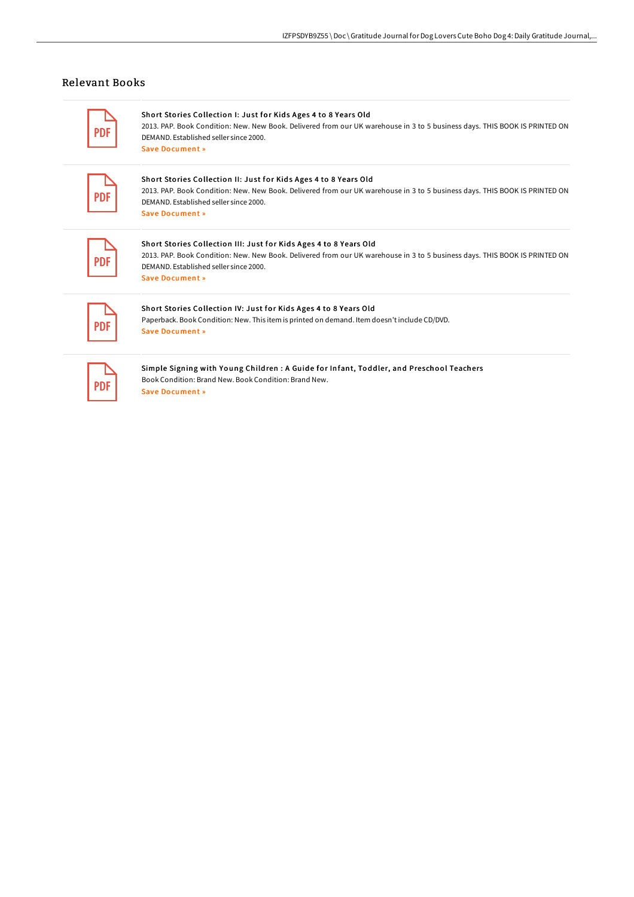## Relevant Books

PDF

**Short Stories Collection I: Just for Kids Ages 4 to 8 Years Old**

2013. PAP. Book Condition: New. New Book. Delivered from our UK warehouse in 3 to 5 business days. THIS BOOK IS PRINTED ON DEMAND. Established seller since 2000.

Save Document »

PDF

**Short Stories Collection II: Just for Kids Ages 4 to 8 Years Old**

2013. PAP. Book Condition: New. New Book. Delivered from our UK warehouse in 3 to 5 business days. THIS BOOK IS PRINTED ON DEMAND. Established seller since 2000.

Save Document »

PDF

**Short Stories Collection III: Just for Kids Ages 4 to 8 Years Old**

2013. PAP. Book Condition: New. New Book. Delivered from our UK warehouse in 3 to 5 business days. THIS BOOK IS PRINTED ON DEMAND. Established seller since 2000.

Save Document »

PDF

**Short Stories Collection IV: Just for Kids Ages 4 to 8 Years Old**

Paperback. Book Condition: New. This item is printed on demand. Item doesn't include CD/DVD.

Save Document »

PDF

**Simple Signing with Young Children : A Guide for Infant, Toddler, and Preschool Teachers**

Book Condition: Brand New. Book Condition: Brand New.

Save Document »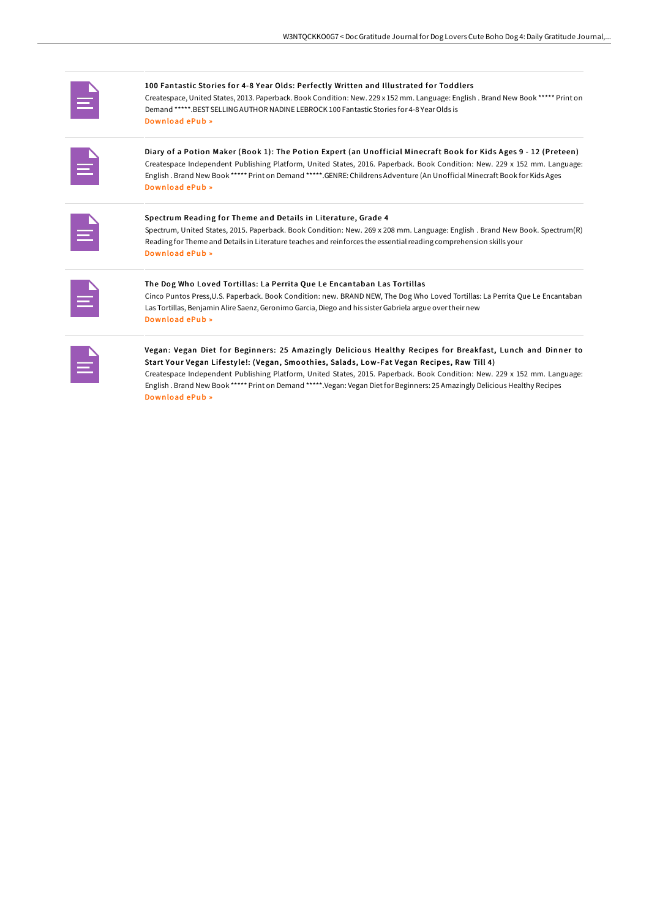### 100 Fantastic Stories for 4-8 Year Olds: Perfectly Written and Illustrated for Toddlers

Createspace, United States, 2013. Paperback. Book Condition: New. 229 x 152 mm. Language: English . Brand New Book ***** Print on Demand *****.BEST SELLING AUTHOR NADINE LEBROCK 100 Fantastic Stories for 4-8 Year Olds is

Download ePub »

### Diary of a Potion Maker (Book 1): The Potion Expert (an Unofficial Minecraft Book for Kids Ages 9 - 12 (Preteen)

Createspace Independent Publishing Platform, United States, 2016. Paperback. Book Condition: New. 229 x 152 mm. Language: English . Brand New Book ***** Print on Demand *****.GENRE: Childrens Adventure (An Unofficial Minecraft Book for Kids Ages

Download ePub »

### Spectrum Reading for Theme and Details in Literature, Grade 4

Spectrum, United States, 2015. Paperback. Book Condition: New. 269 x 208 mm. Language: English . Brand New Book. Spectrum(R) Reading for Theme and Details in Literature teaches and reinforces the essential reading comprehension skills your

Download ePub »

### The Dog Who Loved Tortillas: La Perrita Que Le Encantaban Las Tortillas

Cinco Puntos Press,U.S. Paperback. Book Condition: new. BRAND NEW, The Dog Who Loved Tortillas: La Perrita Que Le Encantaban Las Tortillas, Benjamin Alire Saenz, Geronimo Garcia, Diego and his sister Gabriela argue over their new

Download ePub »

### Vegan: Vegan Diet for Beginners: 25 Amazingly Delicious Healthy Recipes for Breakfast, Lunch and Dinner to Start Your Vegan Lifestyle!: (Vegan, Smoothies, Salads, Low-Fat Vegan Recipes, Raw Till 4)

Createspace Independent Publishing Platform, United States, 2015. Paperback. Book Condition: New. 229 x 152 mm. Language: English . Brand New Book ***** Print on Demand *****.Vegan: Vegan Diet for Beginners: 25 Amazingly Delicious Healthy Recipes

Download ePub »